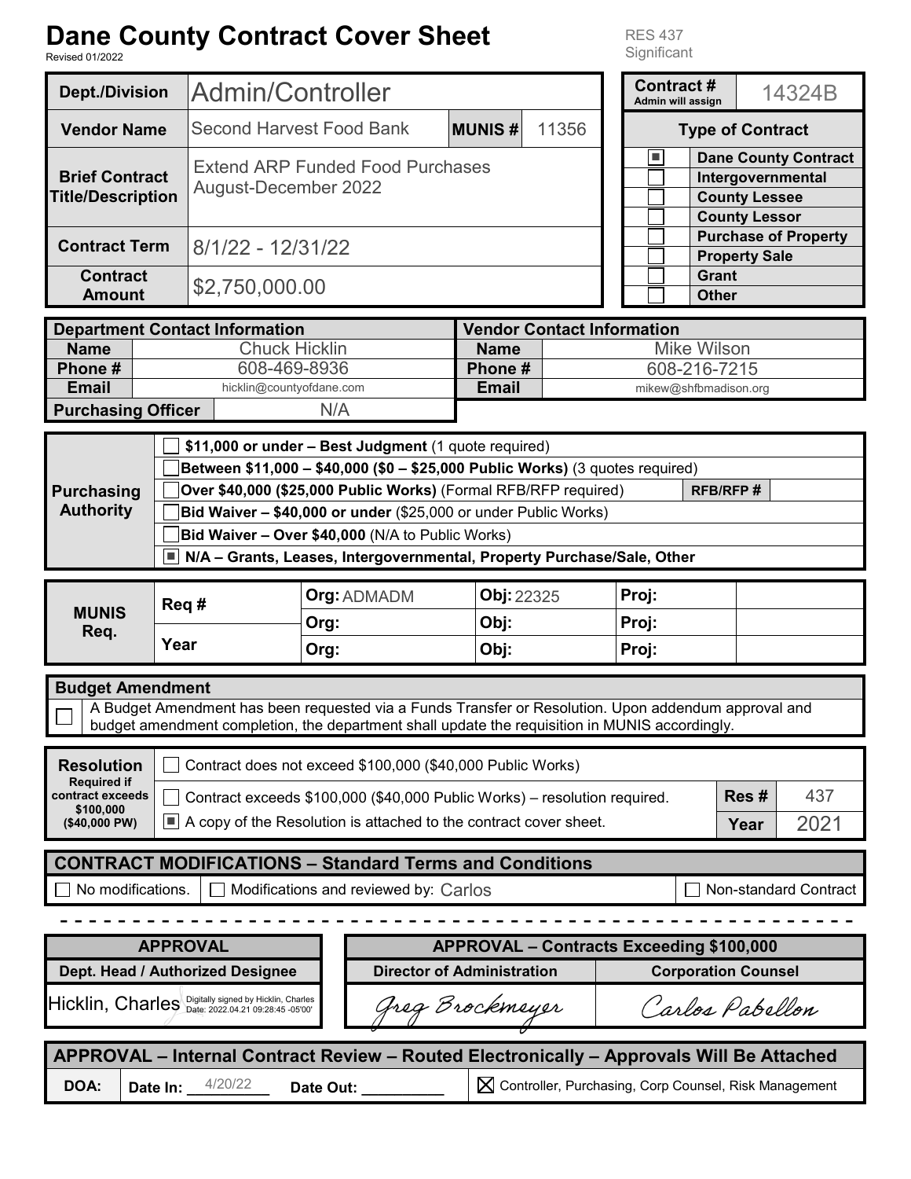# Dane County Contract Cover Sheet

Revised 01/2022

RES 437
Significant

| Dept./Division | Admin/Controller | | |
|---|---|---|---|
| **Vendor Name** | Second Harvest Food Bank | **MUNIS #** | 11356 |
| **Brief Contract Title/Description** | Extend ARP Funded Food Purchases August-December 2022 | | |
| **Contract Term** | 8/1/22 - 12/31/22 | | |
| **Contract Amount** | $2,750,000.00 | | |

| Contract # (Admin will assign) | 14324B |
|---|---|
| **Type of Contract** | |
| ☒ | Dane County Contract |
| ☐ | Intergovernmental |
| ☐ | County Lessee |
| ☐ | County Lessor |
| ☐ | Purchase of Property |
| ☐ | Property Sale |
| ☐ | Grant |
| ☐ | Other |

| Department Contact Information | | Vendor Contact Information | |
|---|---|---|---|
| **Name** | Chuck Hicklin | **Name** | Mike Wilson |
| **Phone #** | 608-469-8936 | **Phone #** | 608-216-7215 |
| **Email** | hicklin@countyofdane.com | **Email** | mikew@shfbmadison.org |
| **Purchasing Officer** | N/A | | |

**Purchasing Authority**

- ☐ **$11,000 or under – Best Judgment** (1 quote required)
- ☐ **Between $11,000 – $40,000 ($0 – $25,000 Public Works)** (3 quotes required)
- ☐ **Over $40,000 ($25,000 Public Works)** (Formal RFB/RFP required) **RFB/RFP #**
- ☐ **Bid Waiver – $40,000 or under** ($25,000 or under Public Works)
- ☐ **Bid Waiver – Over $40,000** (N/A to Public Works)
- ☒ **N/A – Grants, Leases, Intergovernmental, Property Purchase/Sale, Other**

| MUNIS Req. | | | | |
|---|---|---|---|---|
| **Req #** | **Org:** ADMADM | **Obj:** 22325 | **Proj:** | |
| | **Org:** | **Obj:** | **Proj:** | |
| **Year** | **Org:** | **Obj:** | **Proj:** | |

**Budget Amendment**

☐ A Budget Amendment has been requested via a Funds Transfer or Resolution. Upon addendum approval and budget amendment completion, the department shall update the requisition in MUNIS accordingly.

**Resolution** Required if contract exceeds $100,000 ($40,000 PW)

- ☐ Contract does not exceed $100,000 ($40,000 Public Works)
- ☐ Contract exceeds $100,000 ($40,000 Public Works) – resolution required. **Res #** 437
- ☒ A copy of the Resolution is attached to the contract cover sheet. **Year** 2021

**CONTRACT MODIFICATIONS – Standard Terms and Conditions**

☐ No modifications. ☐ Modifications and reviewed by: Carlos ☐ Non-standard Contract

| APPROVAL | APPROVAL – Contracts Exceeding $100,000 | |
|---|---|---|
| **Dept. Head / Authorized Designee** | **Director of Administration** | **Corporation Counsel** |
| Hicklin, Charles (Digitally signed by Hicklin, Charles Date: 2022.04.21 09:28:45 -05'00') | Greg Brockmeyer | Carlos Pabellon |

**APPROVAL – Internal Contract Review – Routed Electronically – Approvals Will Be Attached**

**DOA:** Date In: 4/20/22 Date Out: __________ ☒ Controller, Purchasing, Corp Counsel, Risk Management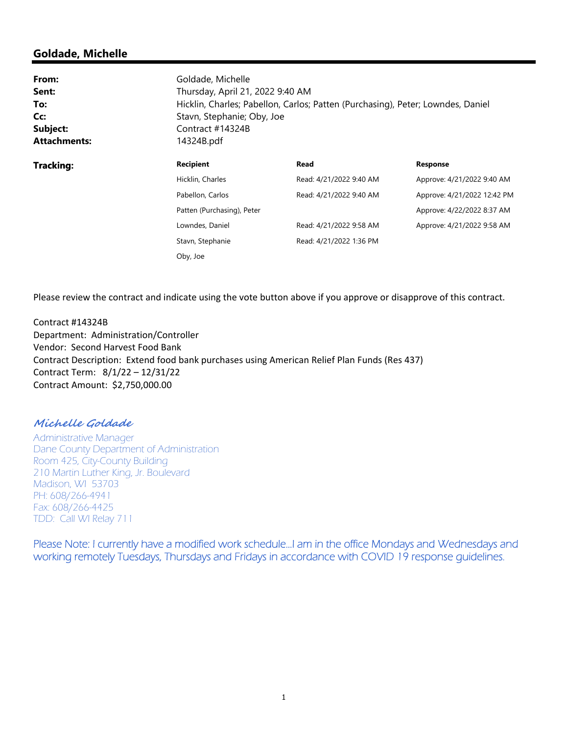## Goldade, Michelle

**From:** Goldade, Michelle
**Sent:** Thursday, April 21, 2022 9:40 AM
**To:** Hicklin, Charles; Pabellon, Carlos; Patten (Purchasing), Peter; Lowndes, Daniel
**Cc:** Stavn, Stephanie; Oby, Joe
**Subject:** Contract #14324B
**Attachments:** 14324B.pdf

**Tracking:**

| Recipient | Read | Response |
| --- | --- | --- |
| Hicklin, Charles | Read: 4/21/2022 9:40 AM | Approve: 4/21/2022 9:40 AM |
| Pabellon, Carlos | Read: 4/21/2022 9:40 AM | Approve: 4/21/2022 12:42 PM |
| Patten (Purchasing), Peter | | Approve: 4/22/2022 8:37 AM |
| Lowndes, Daniel | Read: 4/21/2022 9:58 AM | Approve: 4/21/2022 9:58 AM |
| Stavn, Stephanie | Read: 4/21/2022 1:36 PM | |
| Oby, Joe | | |

Please review the contract and indicate using the vote button above if you approve or disapprove of this contract.

Contract #14324B
Department: Administration/Controller
Vendor: Second Harvest Food Bank
Contract Description: Extend food bank purchases using American Relief Plan Funds (Res 437)
Contract Term: 8/1/22 – 12/31/22
Contract Amount: $2,750,000.00

*Michelle Goldade*
Administrative Manager
Dane County Department of Administration
Room 425, City-County Building
210 Martin Luther King, Jr. Boulevard
Madison, WI 53703
PH: 608/266-4941
Fax: 608/266-4425
TDD: Call WI Relay 711

Please Note: I currently have a modified work schedule…I am in the office Mondays and Wednesdays and working remotely Tuesdays, Thursdays and Fridays in accordance with COVID 19 response guidelines.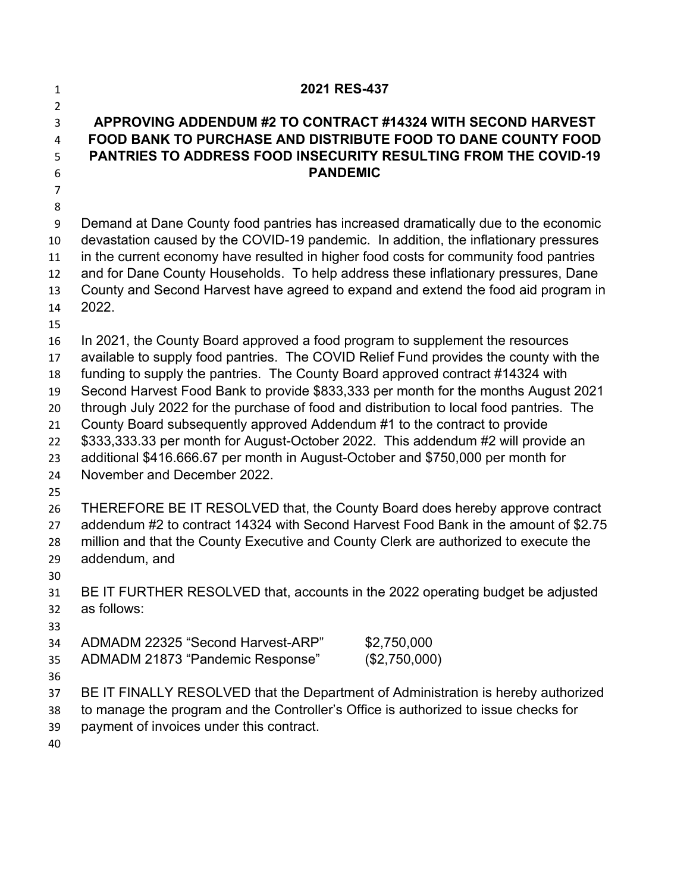**2021 RES-437**

**APPROVING ADDENDUM #2 TO CONTRACT #14324 WITH SECOND HARVEST FOOD BANK TO PURCHASE AND DISTRIBUTE FOOD TO DANE COUNTY FOOD PANTRIES TO ADDRESS FOOD INSECURITY RESULTING FROM THE COVID-19 PANDEMIC**

Demand at Dane County food pantries has increased dramatically due to the economic devastation caused by the COVID-19 pandemic. In addition, the inflationary pressures in the current economy have resulted in higher food costs for community food pantries and for Dane County Households. To help address these inflationary pressures, Dane County and Second Harvest have agreed to expand and extend the food aid program in 2022.

In 2021, the County Board approved a food program to supplement the resources available to supply food pantries. The COVID Relief Fund provides the county with the funding to supply the pantries. The County Board approved contract #14324 with Second Harvest Food Bank to provide $833,333 per month for the months August 2021 through July 2022 for the purchase of food and distribution to local food pantries. The County Board subsequently approved Addendum #1 to the contract to provide $333,333.33 per month for August-October 2022. This addendum #2 will provide an additional $416.666.67 per month in August-October and $750,000 per month for November and December 2022.

THEREFORE BE IT RESOLVED that, the County Board does hereby approve contract addendum #2 to contract 14324 with Second Harvest Food Bank in the amount of $2.75 million and that the County Executive and County Clerk are authorized to execute the addendum, and

BE IT FURTHER RESOLVED that, accounts in the 2022 operating budget be adjusted as follows:

| | |
|---|---|
| ADMADM 22325 "Second Harvest-ARP" | $2,750,000 |
| ADMADM 21873 "Pandemic Response" | ($2,750,000) |

BE IT FINALLY RESOLVED that the Department of Administration is hereby authorized to manage the program and the Controller's Office is authorized to issue checks for payment of invoices under this contract.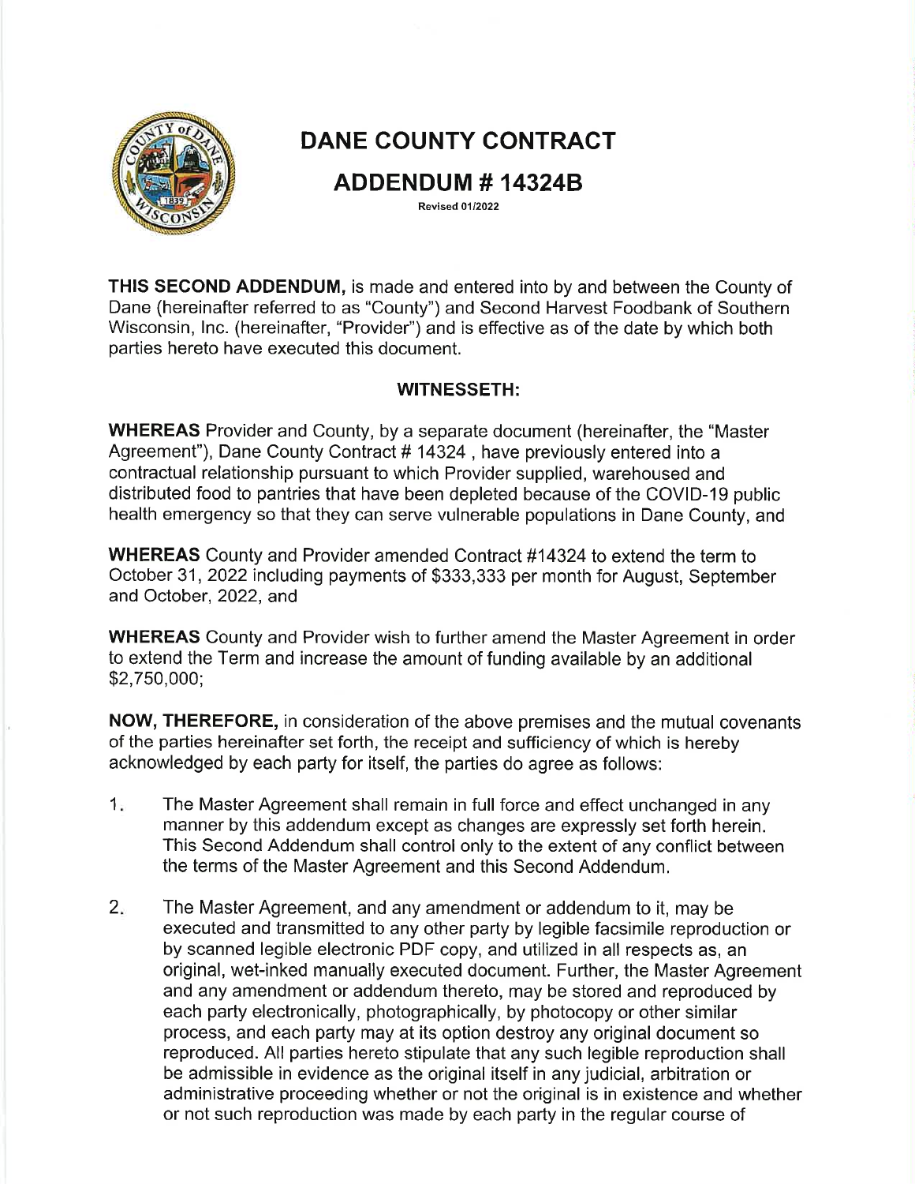# DANE COUNTY CONTRACT

## ADDENDUM # 14324B

Revised 01/2022

**THIS SECOND ADDENDUM,** is made and entered into by and between the County of Dane (hereinafter referred to as "County") and Second Harvest Foodbank of Southern Wisconsin, Inc. (hereinafter, "Provider") and is effective as of the date by which both parties hereto have executed this document.

**WITNESSETH:**

**WHEREAS** Provider and County, by a separate document (hereinafter, the "Master Agreement"), Dane County Contract # 14324 , have previously entered into a contractual relationship pursuant to which Provider supplied, warehoused and distributed food to pantries that have been depleted because of the COVID-19 public health emergency so that they can serve vulnerable populations in Dane County, and

**WHEREAS** County and Provider amended Contract #14324 to extend the term to October 31, 2022 including payments of $333,333 per month for August, September and October, 2022, and

**WHEREAS** County and Provider wish to further amend the Master Agreement in order to extend the Term and increase the amount of funding available by an additional $2,750,000;

**NOW, THEREFORE,** in consideration of the above premises and the mutual covenants of the parties hereinafter set forth, the receipt and sufficiency of which is hereby acknowledged by each party for itself, the parties do agree as follows:

1. The Master Agreement shall remain in full force and effect unchanged in any manner by this addendum except as changes are expressly set forth herein. This Second Addendum shall control only to the extent of any conflict between the terms of the Master Agreement and this Second Addendum.

2. The Master Agreement, and any amendment or addendum to it, may be executed and transmitted to any other party by legible facsimile reproduction or by scanned legible electronic PDF copy, and utilized in all respects as, an original, wet-inked manually executed document. Further, the Master Agreement and any amendment or addendum thereto, may be stored and reproduced by each party electronically, photographically, by photocopy or other similar process, and each party may at its option destroy any original document so reproduced. All parties hereto stipulate that any such legible reproduction shall be admissible in evidence as the original itself in any judicial, arbitration or administrative proceeding whether or not the original is in existence and whether or not such reproduction was made by each party in the regular course of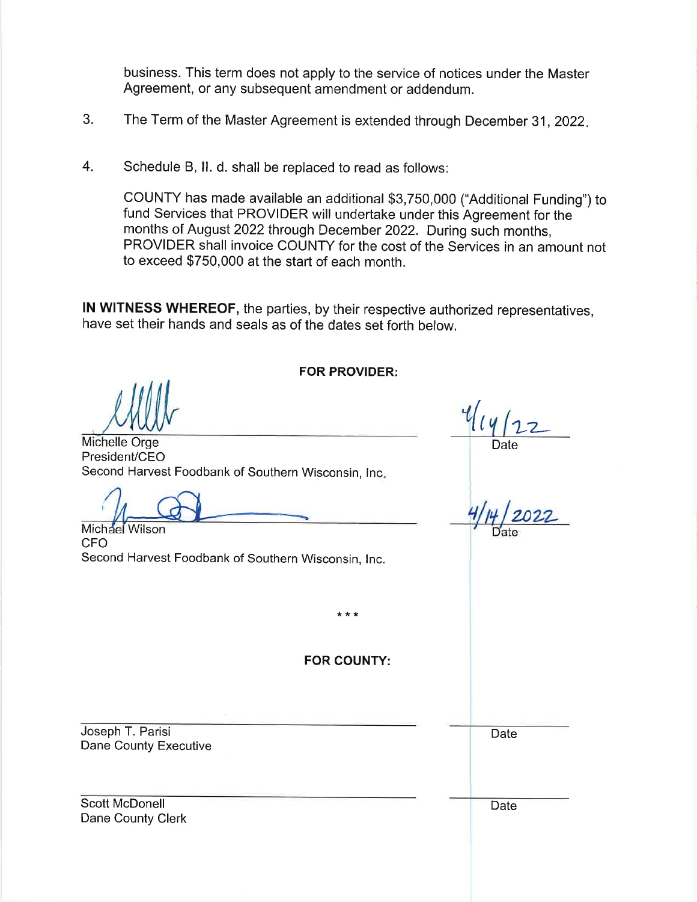business. This term does not apply to the service of notices under the Master Agreement, or any subsequent amendment or addendum.

3. The Term of the Master Agreement is extended through December 31, 2022.

4. Schedule B, II. d. shall be replaced to read as follows:

   COUNTY has made available an additional $3,750,000 ("Additional Funding") to fund Services that PROVIDER will undertake under this Agreement for the months of August 2022 through December 2022. During such months, PROVIDER shall invoice COUNTY for the cost of the Services in an amount not to exceed $750,000 at the start of each month.

**IN WITNESS WHEREOF,** the parties, by their respective authorized representatives, have set their hands and seals as of the dates set forth below.

**FOR PROVIDER:**

Michelle Orge
President/CEO
Second Harvest Foodbank of Southern Wisconsin, Inc.

4/14/22
Date

Michael Wilson
CFO
Second Harvest Foodbank of Southern Wisconsin, Inc.

4/14/2022
Date

\* \* \*

**FOR COUNTY:**

Joseph T. Parisi
Dane County Executive

Date

Scott McDonell
Dane County Clerk

Date